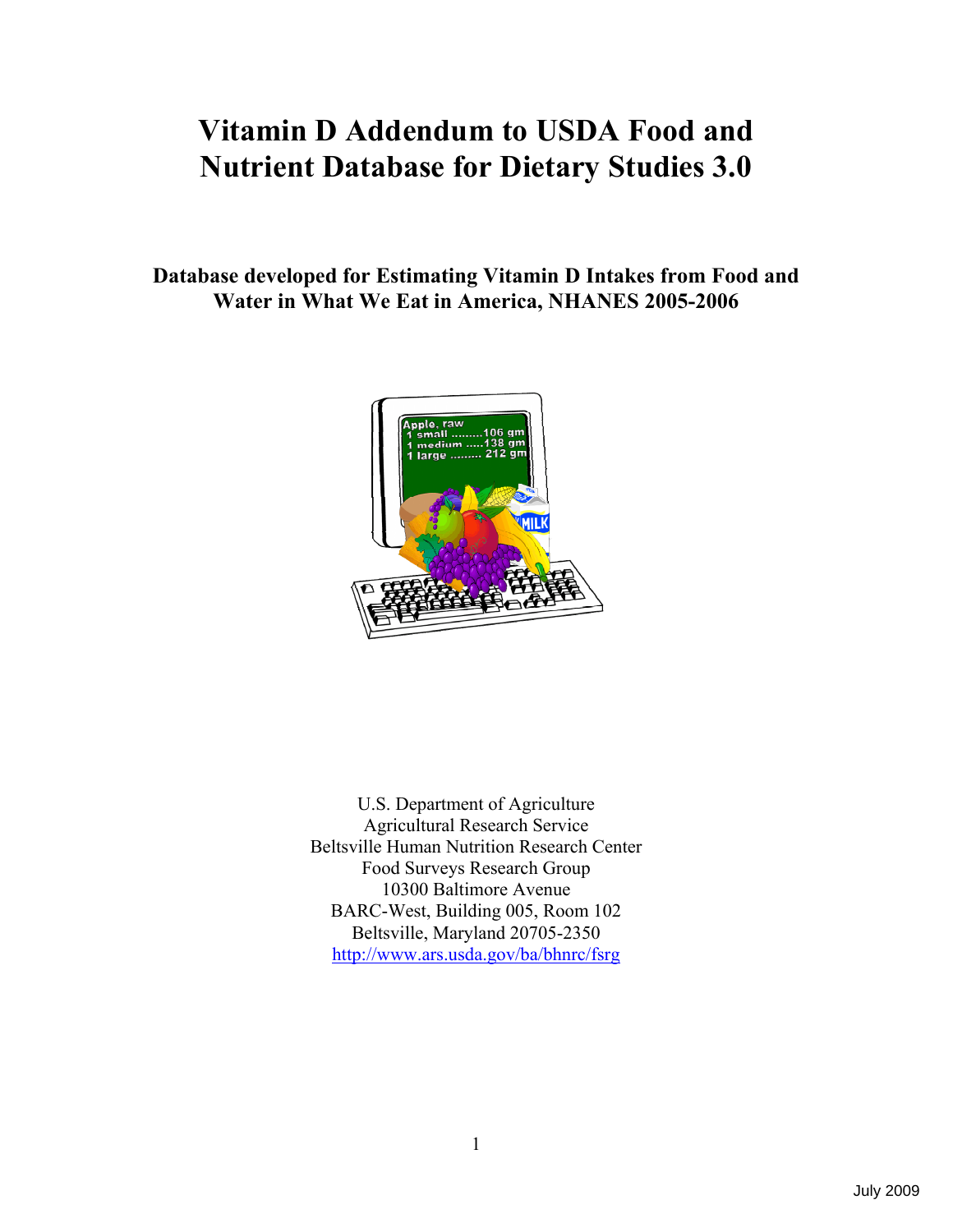# Vitamin D Addendum to USDA Food and Nutrient Database for Dietary Studies 3.0

## Database developed for Estimating Vitamin D Intakes from Food and Water in What We Eat in America, NHANES 2005-2006

U.S. Department of Agriculture
Agricultural Research Service
Beltsville Human Nutrition Research Center
Food Surveys Research Group
10300 Baltimore Avenue
BARC-West, Building 005, Room 102
Beltsville, Maryland 20705-2350
http://www.ars.usda.gov/ba/bhnrc/fsrg

July 2009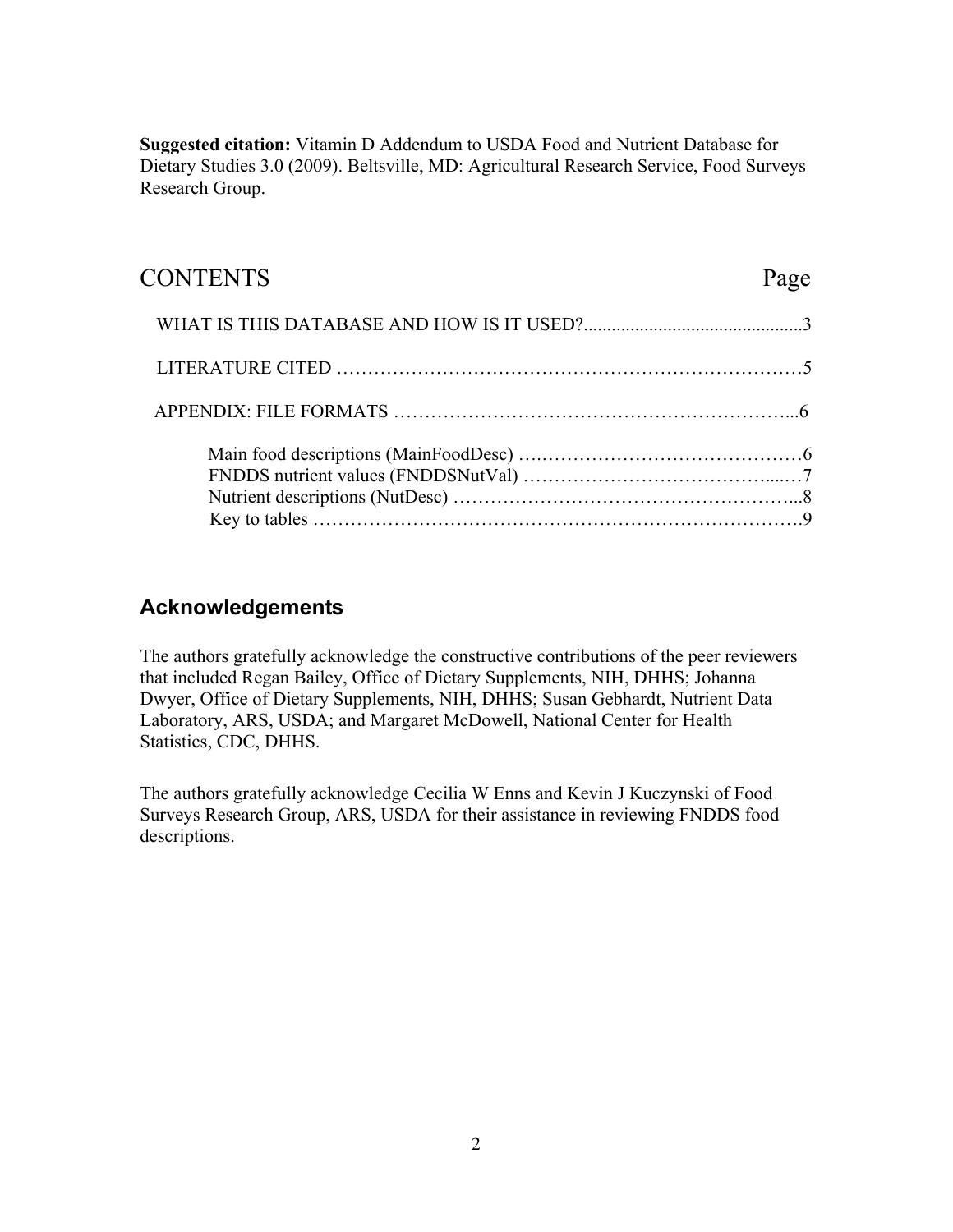**Suggested citation:** Vitamin D Addendum to USDA Food and Nutrient Database for Dietary Studies 3.0 (2009). Beltsville, MD: Agricultural Research Service, Food Surveys Research Group.

## CONTENTS — Page

WHAT IS THIS DATABASE AND HOW IS IT USED?...............................................3

LITERATURE CITED ………………………………………………………………5

APPENDIX: FILE FORMATS ……………………………………………………...6

- Main food descriptions (MainFoodDesc) ….……………………………………6
- FNDDS nutrient values (FNDDSNutVal) …………………………………....…7
- Nutrient descriptions (NutDesc) …….………………………………….……...8
- Key to tables …………………………………………………………………….9

## Acknowledgements

The authors gratefully acknowledge the constructive contributions of the peer reviewers that included Regan Bailey, Office of Dietary Supplements, NIH, DHHS; Johanna Dwyer, Office of Dietary Supplements, NIH, DHHS; Susan Gebhardt, Nutrient Data Laboratory, ARS, USDA; and Margaret McDowell, National Center for Health Statistics, CDC, DHHS.

The authors gratefully acknowledge Cecilia W Enns and Kevin J Kuczynski of Food Surveys Research Group, ARS, USDA for their assistance in reviewing FNDDS food descriptions.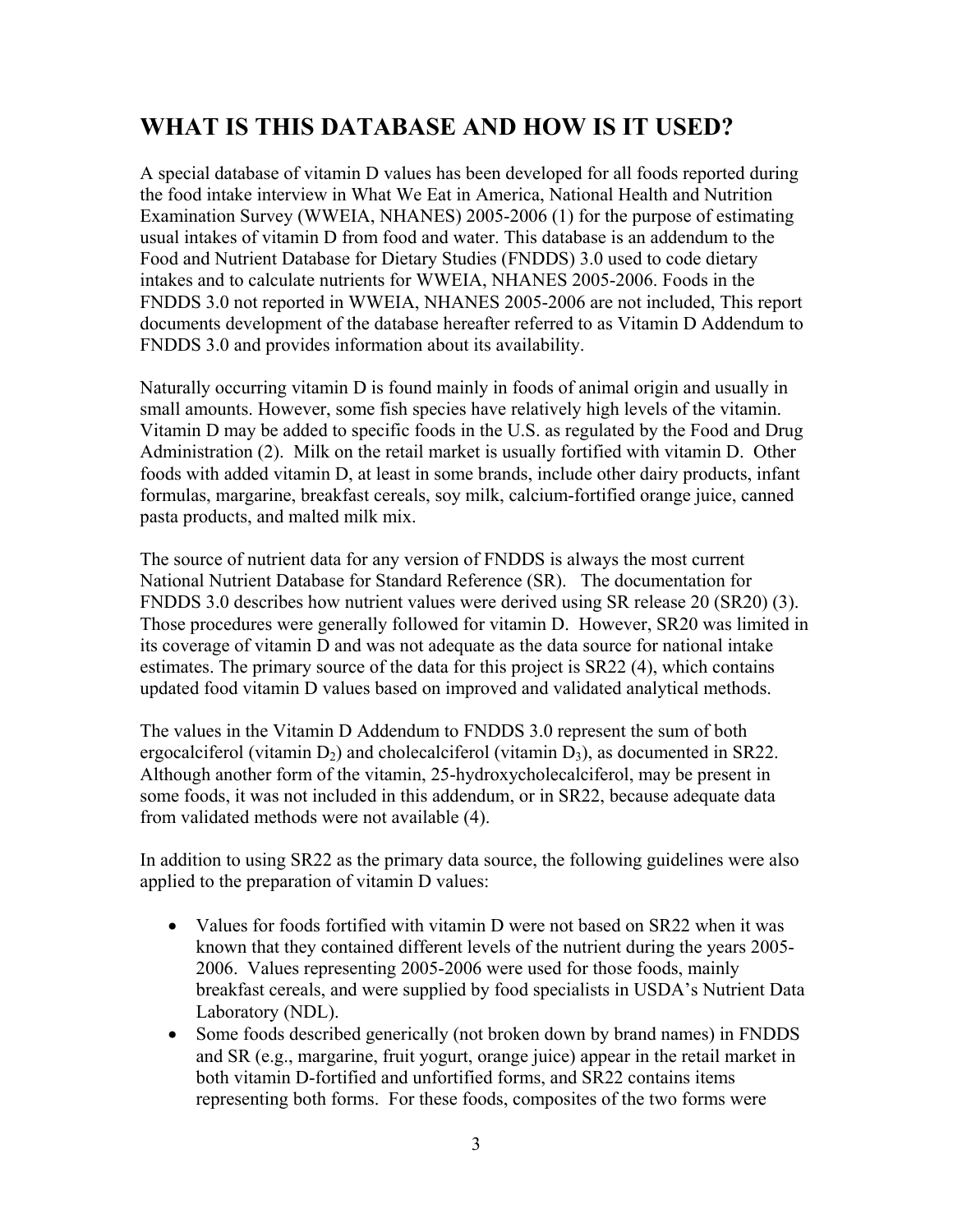## WHAT IS THIS DATABASE AND HOW IS IT USED?

A special database of vitamin D values has been developed for all foods reported during the food intake interview in What We Eat in America, National Health and Nutrition Examination Survey (WWEIA, NHANES) 2005-2006 (1) for the purpose of estimating usual intakes of vitamin D from food and water. This database is an addendum to the Food and Nutrient Database for Dietary Studies (FNDDS) 3.0 used to code dietary intakes and to calculate nutrients for WWEIA, NHANES 2005-2006. Foods in the FNDDS 3.0 not reported in WWEIA, NHANES 2005-2006 are not included, This report documents development of the database hereafter referred to as Vitamin D Addendum to FNDDS 3.0 and provides information about its availability.

Naturally occurring vitamin D is found mainly in foods of animal origin and usually in small amounts. However, some fish species have relatively high levels of the vitamin. Vitamin D may be added to specific foods in the U.S. as regulated by the Food and Drug Administration (2). Milk on the retail market is usually fortified with vitamin D. Other foods with added vitamin D, at least in some brands, include other dairy products, infant formulas, margarine, breakfast cereals, soy milk, calcium-fortified orange juice, canned pasta products, and malted milk mix.

The source of nutrient data for any version of FNDDS is always the most current National Nutrient Database for Standard Reference (SR). The documentation for FNDDS 3.0 describes how nutrient values were derived using SR release 20 (SR20) (3). Those procedures were generally followed for vitamin D. However, SR20 was limited in its coverage of vitamin D and was not adequate as the data source for national intake estimates. The primary source of the data for this project is SR22 (4), which contains updated food vitamin D values based on improved and validated analytical methods.

The values in the Vitamin D Addendum to FNDDS 3.0 represent the sum of both ergocalciferol (vitamin $D_2$) and cholecalciferol (vitamin $D_3$), as documented in SR22. Although another form of the vitamin, 25-hydroxycholecalciferol, may be present in some foods, it was not included in this addendum, or in SR22, because adequate data from validated methods were not available (4).

In addition to using SR22 as the primary data source, the following guidelines were also applied to the preparation of vitamin D values:

- Values for foods fortified with vitamin D were not based on SR22 when it was known that they contained different levels of the nutrient during the years 2005-2006. Values representing 2005-2006 were used for those foods, mainly breakfast cereals, and were supplied by food specialists in USDA's Nutrient Data Laboratory (NDL).
- Some foods described generically (not broken down by brand names) in FNDDS and SR (e.g., margarine, fruit yogurt, orange juice) appear in the retail market in both vitamin D-fortified and unfortified forms, and SR22 contains items representing both forms. For these foods, composites of the two forms were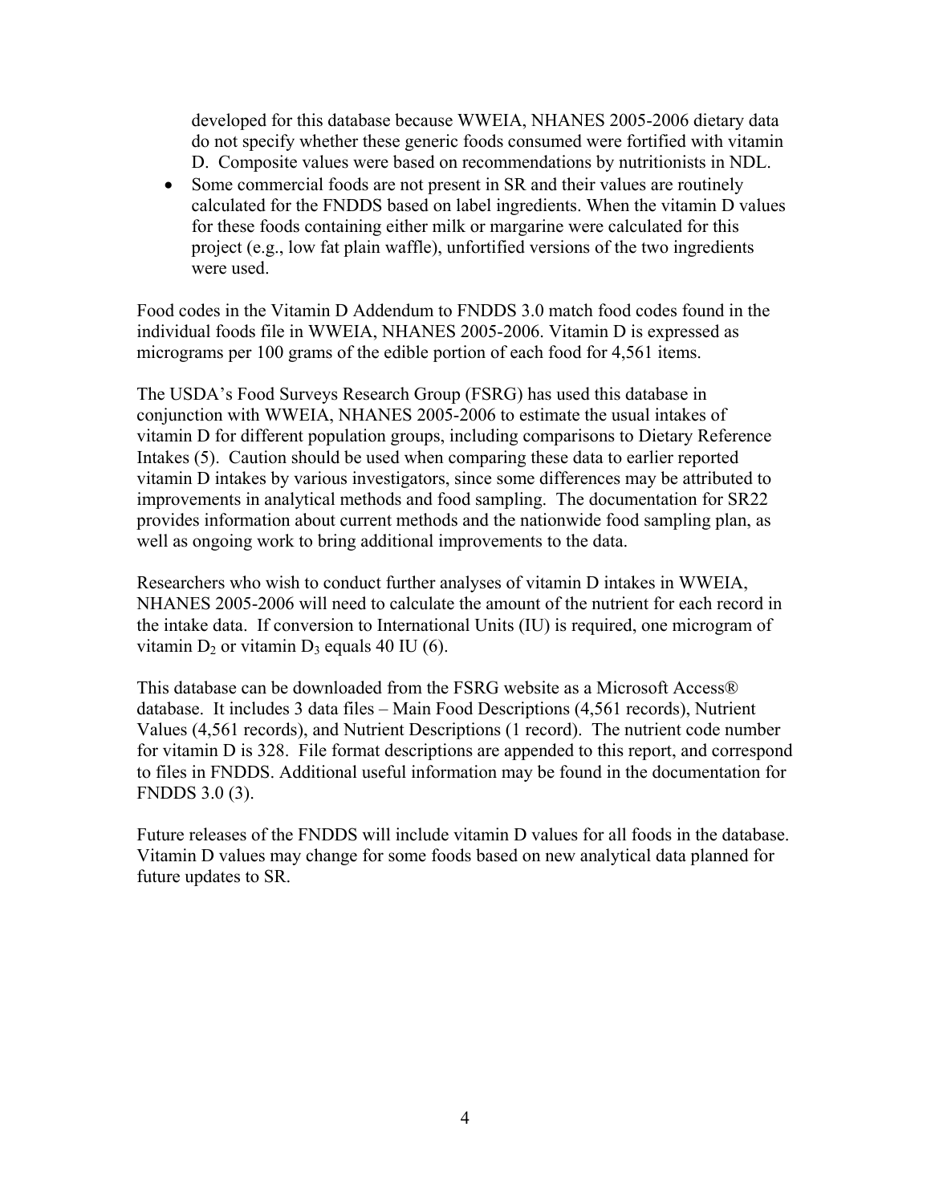developed for this database because WWEIA, NHANES 2005-2006 dietary data do not specify whether these generic foods consumed were fortified with vitamin D. Composite values were based on recommendations by nutritionists in NDL.

- Some commercial foods are not present in SR and their values are routinely calculated for the FNDDS based on label ingredients. When the vitamin D values for these foods containing either milk or margarine were calculated for this project (e.g., low fat plain waffle), unfortified versions of the two ingredients were used.

Food codes in the Vitamin D Addendum to FNDDS 3.0 match food codes found in the individual foods file in WWEIA, NHANES 2005-2006. Vitamin D is expressed as micrograms per 100 grams of the edible portion of each food for 4,561 items.

The USDA's Food Surveys Research Group (FSRG) has used this database in conjunction with WWEIA, NHANES 2005-2006 to estimate the usual intakes of vitamin D for different population groups, including comparisons to Dietary Reference Intakes (5). Caution should be used when comparing these data to earlier reported vitamin D intakes by various investigators, since some differences may be attributed to improvements in analytical methods and food sampling. The documentation for SR22 provides information about current methods and the nationwide food sampling plan, as well as ongoing work to bring additional improvements to the data.

Researchers who wish to conduct further analyses of vitamin D intakes in WWEIA, NHANES 2005-2006 will need to calculate the amount of the nutrient for each record in the intake data. If conversion to International Units (IU) is required, one microgram of vitamin $D_2$ or vitamin $D_3$ equals 40 IU (6).

This database can be downloaded from the FSRG website as a Microsoft Access® database. It includes 3 data files – Main Food Descriptions (4,561 records), Nutrient Values (4,561 records), and Nutrient Descriptions (1 record). The nutrient code number for vitamin D is 328. File format descriptions are appended to this report, and correspond to files in FNDDS. Additional useful information may be found in the documentation for FNDDS 3.0 (3).

Future releases of the FNDDS will include vitamin D values for all foods in the database. Vitamin D values may change for some foods based on new analytical data planned for future updates to SR.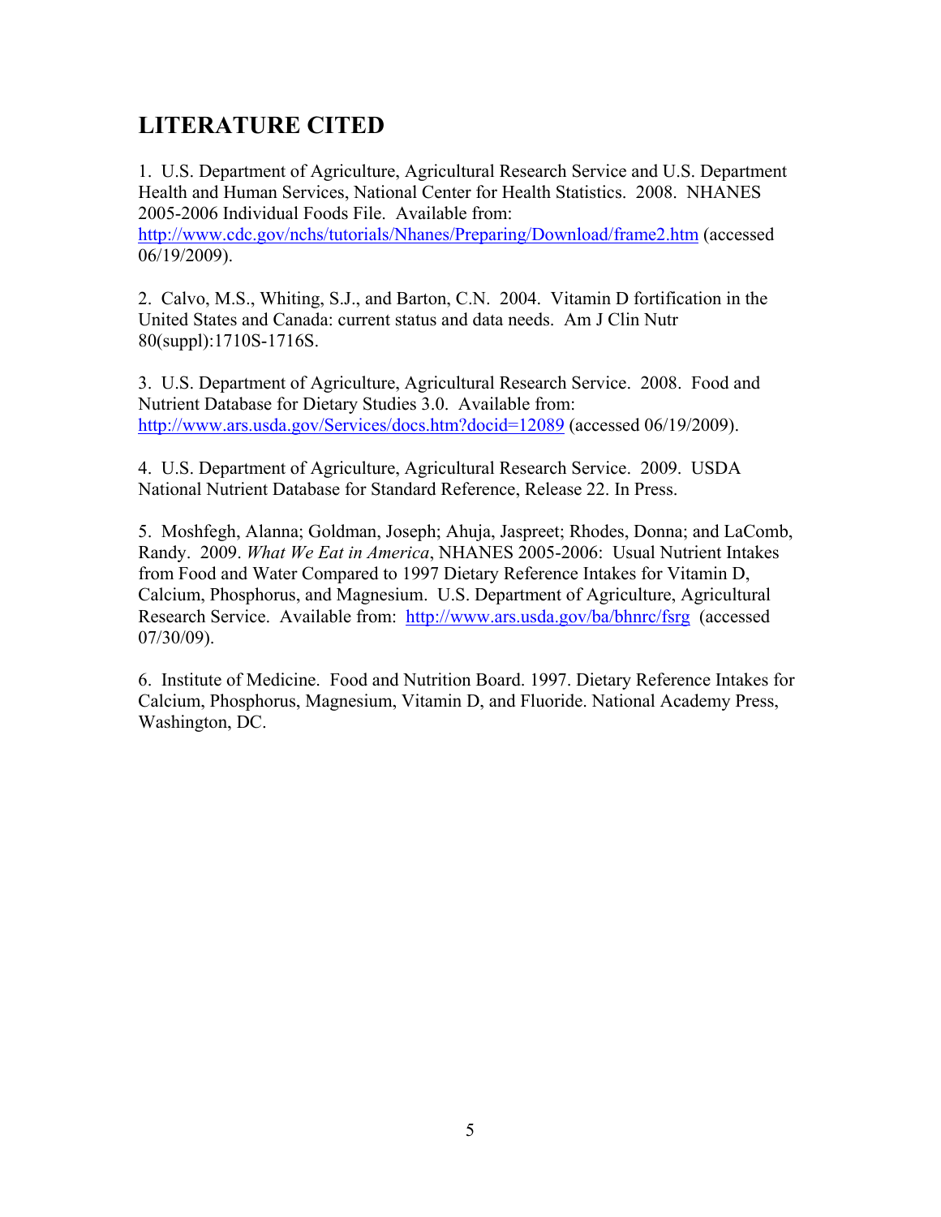## LITERATURE CITED

1. U.S. Department of Agriculture, Agricultural Research Service and U.S. Department Health and Human Services, National Center for Health Statistics. 2008. NHANES 2005-2006 Individual Foods File. Available from: http://www.cdc.gov/nchs/tutorials/Nhanes/Preparing/Download/frame2.htm (accessed 06/19/2009).

2. Calvo, M.S., Whiting, S.J., and Barton, C.N. 2004. Vitamin D fortification in the United States and Canada: current status and data needs. Am J Clin Nutr 80(suppl):1710S-1716S.

3. U.S. Department of Agriculture, Agricultural Research Service. 2008. Food and Nutrient Database for Dietary Studies 3.0. Available from: http://www.ars.usda.gov/Services/docs.htm?docid=12089 (accessed 06/19/2009).

4. U.S. Department of Agriculture, Agricultural Research Service. 2009. USDA National Nutrient Database for Standard Reference, Release 22. In Press.

5. Moshfegh, Alanna; Goldman, Joseph; Ahuja, Jaspreet; Rhodes, Donna; and LaComb, Randy. 2009. *What We Eat in America*, NHANES 2005-2006: Usual Nutrient Intakes from Food and Water Compared to 1997 Dietary Reference Intakes for Vitamin D, Calcium, Phosphorus, and Magnesium. U.S. Department of Agriculture, Agricultural Research Service. Available from: http://www.ars.usda.gov/ba/bhnrc/fsrg (accessed 07/30/09).

6. Institute of Medicine. Food and Nutrition Board. 1997. Dietary Reference Intakes for Calcium, Phosphorus, Magnesium, Vitamin D, and Fluoride. National Academy Press, Washington, DC.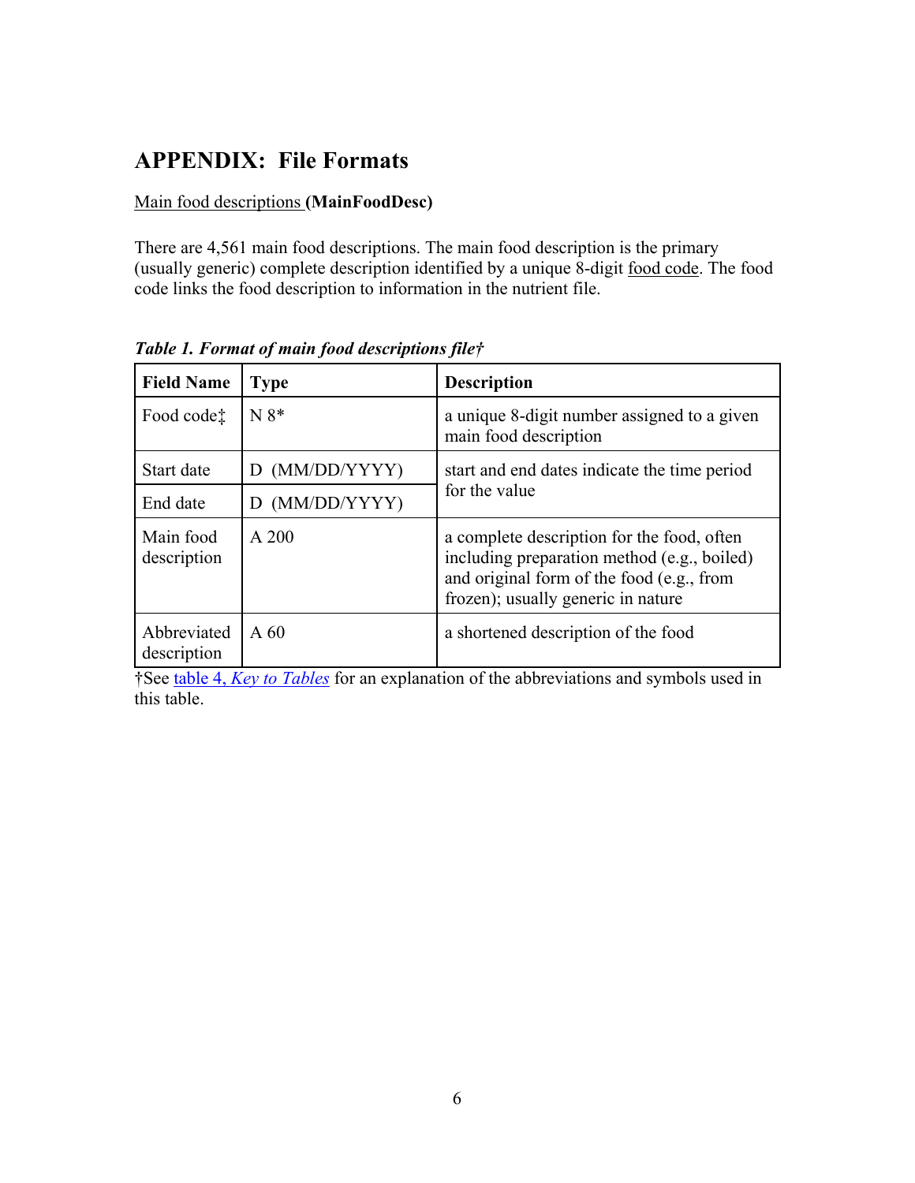# APPENDIX: File Formats

Main food descriptions **(MainFoodDesc)**

There are 4,561 main food descriptions. The main food description is the primary (usually generic) complete description identified by a unique 8-digit food code. The food code links the food description to information in the nutrient file.

***Table 1. Format of main food descriptions file†***

| **Field Name** | **Type** | **Description** |
|---|---|---|
| Food code‡ | N 8* | a unique 8-digit number assigned to a given main food description |
| Start date | D (MM/DD/YYYY) | start and end dates indicate the time period for the value |
| End date | D (MM/DD/YYYY) | |
| Main food description | A 200 | a complete description for the food, often including preparation method (e.g., boiled) and original form of the food (e.g., from frozen); usually generic in nature |
| Abbreviated description | A 60 | a shortened description of the food |

†See table 4, *Key to Tables* for an explanation of the abbreviations and symbols used in this table.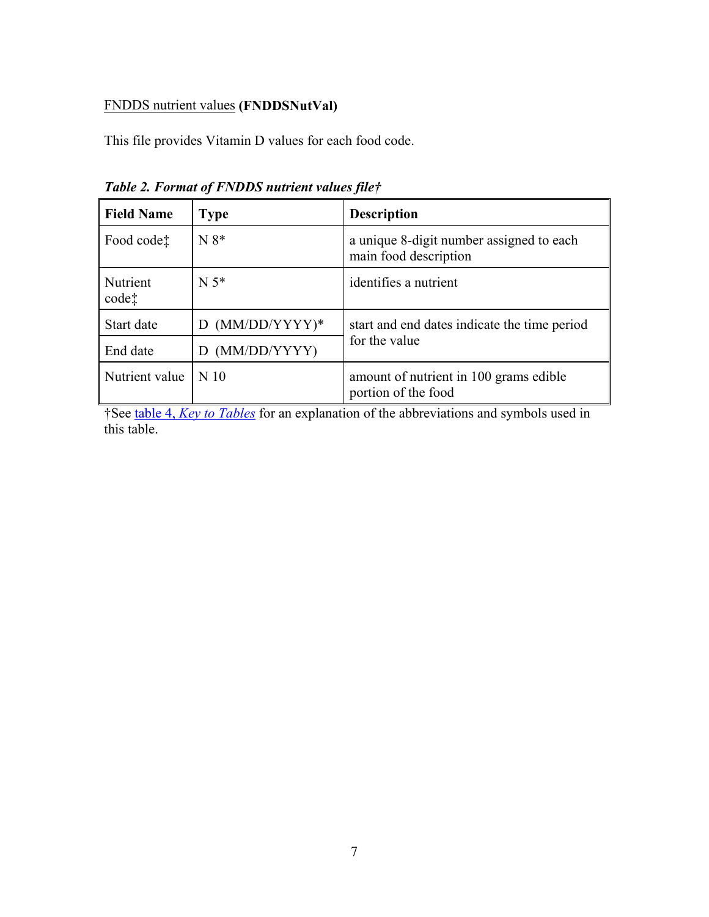FNDDS nutrient values **(FNDDSNutVal)**

This file provides Vitamin D values for each food code.

***Table 2. Format of FNDDS nutrient values file†***

| **Field Name** | **Type** | **Description** |
|---|---|---|
| Food code‡ | N 8* | a unique 8-digit number assigned to each main food description |
| Nutrient code‡ | N 5* | identifies a nutrient |
| Start date | D (MM/DD/YYYY)* | start and end dates indicate the time period for the value |
| End date | D (MM/DD/YYYY) | |
| Nutrient value | N 10 | amount of nutrient in 100 grams edible portion of the food |

†See table 4, *Key to Tables* for an explanation of the abbreviations and symbols used in this table.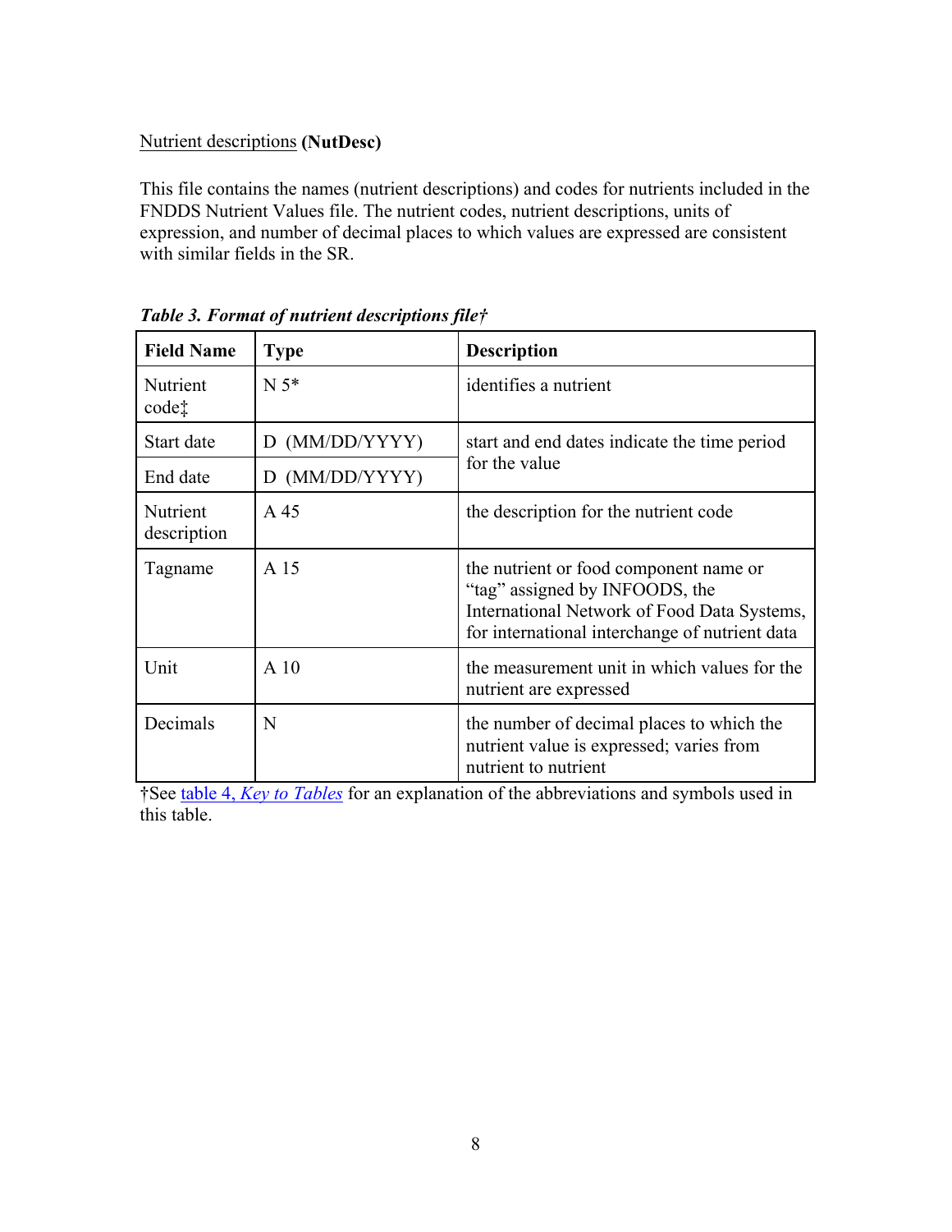Nutrient descriptions **(NutDesc)**

This file contains the names (nutrient descriptions) and codes for nutrients included in the FNDDS Nutrient Values file. The nutrient codes, nutrient descriptions, units of expression, and number of decimal places to which values are expressed are consistent with similar fields in the SR.

***Table 3. Format of nutrient descriptions file†***

| Field Name | Type | Description |
|---|---|---|
| Nutrient code‡ | N 5* | identifies a nutrient |
| Start date | D (MM/DD/YYYY) | start and end dates indicate the time period for the value |
| End date | D (MM/DD/YYYY) | |
| Nutrient description | A 45 | the description for the nutrient code |
| Tagname | A 15 | the nutrient or food component name or "tag" assigned by INFOODS, the International Network of Food Data Systems, for international interchange of nutrient data |
| Unit | A 10 | the measurement unit in which values for the nutrient are expressed |
| Decimals | N | the number of decimal places to which the nutrient value is expressed; varies from nutrient to nutrient |

†See table 4, *Key to Tables* for an explanation of the abbreviations and symbols used in this table.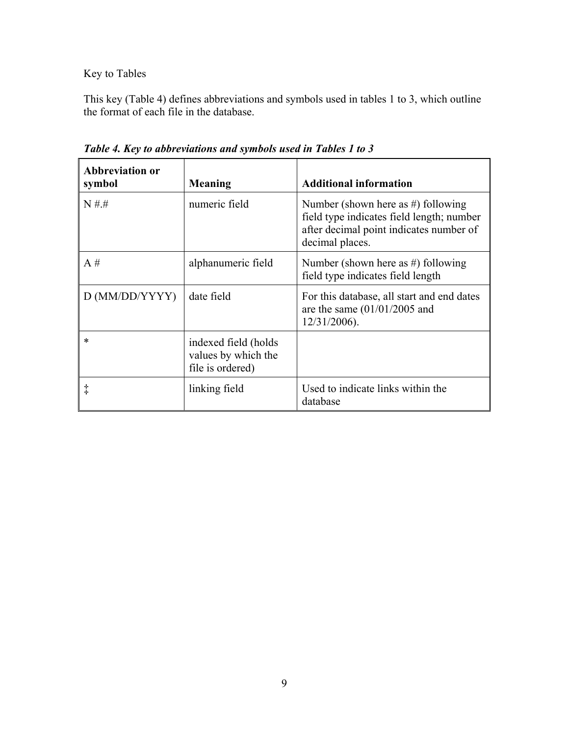Key to Tables

This key (Table 4) defines abbreviations and symbols used in tables 1 to 3, which outline the format of each file in the database.

***Table 4. Key to abbreviations and symbols used in Tables 1 to 3***

| **Abbreviation or symbol** | **Meaning** | **Additional information** |
|---|---|---|
| N #.# | numeric field | Number (shown here as #) following field type indicates field length; number after decimal point indicates number of decimal places. |
| A # | alphanumeric field | Number (shown here as #) following field type indicates field length |
| D (MM/DD/YYYY) | date field | For this database, all start and end dates are the same (01/01/2005 and 12/31/2006). |
| * | indexed field (holds values by which the file is ordered) | |
| ‡ | linking field | Used to indicate links within the database |